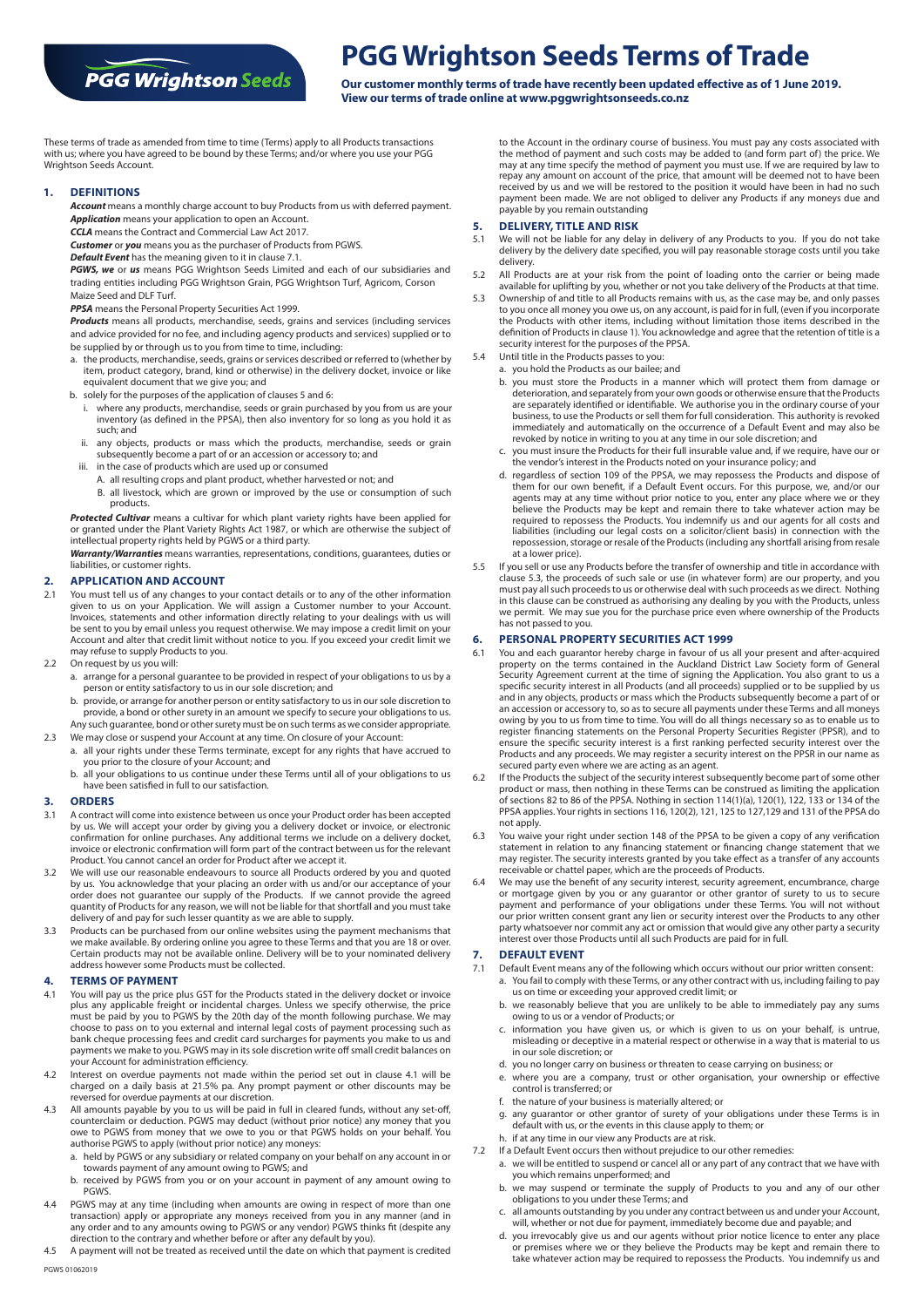# PGG Wrightson Seeds Terms of Trade

**Our customer monthly terms of trade have recently been updated effective as of 1 June 2019. View our terms of trade online at www.pggwrightsonseeds.co.nz**

These terms of trade as amended from time to time (Terms) apply to all Products transactions with us; where you have agreed to be bound by these Terms; and/or where you use your PGG Wrightson Seeds Account.

## 1. DEFINITIONS

***Account*** means a monthly charge account to buy Products from us with deferred payment.

***Application*** means your application to open an Account.

***CCLA*** means the Contract and Commercial Law Act 2017.

***Customer*** or ***you*** means you as the purchaser of Products from PGWS.

***Default Event*** has the meaning given to it in clause 7.1.

***PGWS, we*** or ***us*** means PGG Wrightson Seeds Limited and each of our subsidiaries and trading entities including PGG Wrightson Grain, PGG Wrightson Turf, Agricom, Corson Maize Seed and DLF Turf.

***PPSA*** means the Personal Property Securities Act 1999.

***Products*** means all products, merchandise, seeds, grains and services (including services and advice provided for no fee, and including agency products and services) supplied or to be supplied by or through us to you from time to time, including:

a. the products, merchandise, seeds, grains or services described or referred to (whether by item, product category, brand, kind or otherwise) in the delivery docket, invoice or like equivalent document that we give you; and

b. solely for the purposes of the application of clauses 5 and 6:

   i. where any products, merchandise, seeds or grain purchased by you from us are your inventory (as defined in the PPSA), then also inventory for so long as you hold it as such; and

   ii. any objects, products or mass which the products, merchandise, seeds or grain subsequently become a part of or an accession or accessory to; and

   iii. in the case of products which are used up or consumed

      A. all resulting crops and plant product, whether harvested or not; and

      B. all livestock, which are grown or improved by the use or consumption of such products.

***Protected Cultivar*** means a cultivar for which plant variety rights have been applied for or granted under the Plant Variety Rights Act 1987, or which are otherwise the subject of intellectual property rights held by PGWS or a third party.

***Warranty/Warranties*** means warranties, representations, conditions, guarantees, duties or liabilities, or customer rights.

## 2. APPLICATION AND ACCOUNT

2.1 You must tell us of any changes to your contact details or to any of the other information given to us on your Application. We will assign a Customer number to your Account. Invoices, statements and other information directly relating to your dealings with us will be sent to you by email unless you request otherwise. We may impose a credit limit on your Account and alter that credit limit without notice to you. If you exceed your credit limit we may refuse to supply Products to you.

2.2 On request by us you will:

a. arrange for a personal guarantee to be provided in respect of your obligations to us by a person or entity satisfactory to us in our sole discretion; and

b. provide, or arrange for another person or entity satisfactory to us in our sole discretion to provide, a bond or other surety in an amount we specify to secure your obligations to us.

Any such guarantee, bond or other surety must be on such terms as we consider appropriate.

2.3 We may close or suspend your Account at any time. On closure of your Account:

a. all your rights under these Terms terminate, except for any rights that have accrued to you prior to the closure of your Account; and

b. all your obligations to us continue under these Terms until all of your obligations to us have been satisfied in full to our satisfaction.

## 3. ORDERS

3.1 A contract will come into existence between us once your Product order has been accepted by us. We will accept your order by giving you a delivery docket or invoice, or electronic confirmation for online purchases. Any additional terms we include on a delivery docket, invoice or electronic confirmation will form part of the contract between us for the relevant Product. You cannot cancel an order for Product after we accept it.

3.2 We will use our reasonable endeavours to source all Products ordered by you and quoted by us. You acknowledge that your placing an order with us and/or our acceptance of your order does not guarantee our supply of the Products. If we cannot provide the agreed quantity of Products for any reason, we will not be liable for that shortfall and you must take delivery of and pay for such lesser quantity as we are able to supply.

3.3 Products can be purchased from our online websites using the payment mechanisms that we make available. By ordering online you agree to these Terms and that you are 18 or over. Certain products may not be available online. Delivery will be to your nominated delivery address however some Products must be collected.

## 4. TERMS OF PAYMENT

4.1 You will pay us the price plus GST for the Products stated in the delivery docket or invoice plus any applicable freight or incidental charges. Unless we specify otherwise, the price must be paid by you to PGWS by the 20th day of the month following purchase. We may choose to pass on to you external and internal legal costs of payment processing such as bank cheque processing fees and credit card surcharges for payments you make to us and payments we make to you. PGWS may in its sole discretion write off small credit balances on your Account for administration efficiency.

4.2 Interest on overdue payments not made within the period set out in clause 4.1 will be charged on a daily basis at 21.5% pa. Any prompt payment or other discounts may be reversed for overdue payments at our discretion.

4.3 All amounts payable by you to us will be paid in full in cleared funds, without any set-off, counterclaim or deduction. PGWS may deduct (without prior notice) any money that you owe to PGWS from money that we owe to you or that PGWS holds on your behalf. You authorise PGWS to apply (without prior notice) any moneys:

a. held by PGWS or any subsidiary or related company on your behalf on any account in or towards payment of any amount owing to PGWS; and

b. received by PGWS from you or on your account in payment of any amount owing to PGWS.

4.4 PGWS may at any time (including when amounts are owing in respect of more than one transaction) apply or appropriate any moneys received from you in any manner (and in any order and to any amounts owing to PGWS or any vendor) PGWS thinks fit (despite any direction to the contrary and whether before or after any default by you).

4.5 A payment will not be treated as received until the date on which that payment is credited to the Account in the ordinary course of business. You must pay any costs associated with the method of payment and such costs may be added to (and form part of) the price. We may at any time specify the method of payment you must use. If we are required by law to repay any amount on account of the price, that amount will be deemed not to have been received by us and we will be restored to the position it would have been in had no such payment been made. We are not obliged to deliver any Products if any moneys due and payable by you remain outstanding

## 5. DELIVERY, TITLE AND RISK

5.1 We will not be liable for any delay in delivery of any Products to you. If you do not take delivery by the delivery date specified, you will pay reasonable storage costs until you take delivery.

5.2 All Products are at your risk from the point of loading onto the carrier or being made available for uplifting by you, whether or not you take delivery of the Products at that time.

5.3 Ownership of and title to all Products remains with us, as the case may be, and only passes to you once all money you owe us, on any account, is paid for in full, (even if you incorporate the Products with other items, including without limitation those items described in the definition of Products in clause 1). You acknowledge and agree that the retention of title is a security interest for the purposes of the PPSA.

5.4 Until title in the Products passes to you:

a. you hold the Products as our bailee; and

b. you must store the Products in a manner which will protect them from damage or deterioration, and separately from your own goods or otherwise ensure that the Products are separately identified or identifiable. We authorise you in the ordinary course of your business, to use the Products or sell them for full consideration. This authority is revoked immediately and automatically on the occurrence of a Default Event and may also be revoked by notice in writing to you at any time in our sole discretion; and

c. you must insure the Products for their full insurable value and, if we require, have our or the vendor's interest in the Products noted on your insurance policy; and

d. regardless of section 109 of the PPSA, we may repossess the Products and dispose of them for our own benefit, if a Default Event occurs. For this purpose, we, and/or our agents may at any time without prior notice to you, enter any place where we or they believe the Products may be kept and remain there to take whatever action may be required to repossess the Products. You indemnify us and our agents for all costs and liabilities (including our legal costs on a solicitor/client basis) in connection with the repossession, storage or resale of the Products (including any shortfall arising from resale at a lower price).

5.5 If you sell or use any Products before the transfer of ownership and title in accordance with clause 5.3, the proceeds of such sale or use (in whatever form) are our property, and you must pay all such proceeds to us or otherwise deal with such proceeds as we permit. Nothing in this clause can be construed as authorising any dealing by you with the Products, unless we permit. We may sue you for the purchase price even where ownership of the Products has not passed to you.

## 6. PERSONAL PROPERTY SECURITIES ACT 1999

6.1 You and each guarantor hereby charge in favour of us all your present and after-acquired property on the terms contained in the Auckland District Law Society form of General Security Agreement current at the time of signing the Application. You also grant to us a specific security interest in all Products (and all proceeds) supplied or to be supplied by us and in any objects, products or mass which the Products subsequently become a part of or an accession or accessory to, so as to secure all payments under these Terms and all moneys owing by you to us from time to time. You will do all things necessary so as to enable us to register financing statements on the Personal Property Securities Register (PPSR), and to ensure the specific security interest is a first ranking perfected security interest over the Products and any proceeds. We may register a security interest on the PPSR in our name as secured party even where we are acting as an agent.

6.2 If the Products the subject of the security interest subsequently become part of some other product or mass, then nothing in these Terms can be construed as limiting the application of sections 82 to 86 of the PPSA. Nothing in section 114(1)(a), 120(1), 122, 133 or 134 of the PPSA applies. Your rights in sections 116, 120(2), 121, 125 to 127,129 and 131 of the PPSA do not apply.

6.3 You waive your right under section 148 of the PPSA to be given a copy of any verification statement in relation to any financing statement or financing change statement that we may register. The security interests granted by you take effect as a transfer of any accounts receivable or chattel paper, which are the proceeds of Products.

6.4 We may use the benefit of any security interest, security agreement, encumbrance, charge or mortgage given by you or any guarantor or other grantor of surety to us to secure payment and performance of your obligations under these Terms. You will not without our prior written consent grant any lien or security interest over the Products to any other party whatsoever nor commit any act or omission that would give any other party a security interest over those Products until all such Products are paid for in full.

## 7. DEFAULT EVENT

7.1 Default Event means any of the following which occurs without our prior written consent:

a. You fail to comply with these Terms, or any other contract with us, including failing to pay us on time or exceeding your approved credit limit; or

b. we reasonably believe that you are unlikely to be able to immediately pay any sums owing to us or a vendor of Products; or

c. information you have given us, or which is given to us on your behalf, is untrue, misleading or deceptive in a material respect or otherwise in a way that is material to us in our sole discretion; or

d. you no longer carry on business or threaten to cease carrying on business; or

e. where you are a company, trust or other organisation, your ownership or effective control is transferred; or

f. the nature of your business is materially altered; or

g. any guarantor or other grantor of surety of your obligations under these Terms is in default with us, or the events in this clause apply to them; or

h. if at any time in our view any Products are at risk.

7.2 If a Default Event occurs then without prejudice to our other remedies:

a. we will be entitled to suspend or cancel all or any part of any contract that we have with you which remains unperformed; and

b. we may suspend or terminate the supply of Products to you and any of our other obligations to you under these Terms; and

c. all amounts outstanding by you under any contract between us and under your Account, will, whether or not due for payment, immediately become due and payable; and

d. you irrevocably give us and our agents without prior notice licence to enter any place or premises where we or they believe the Products may be kept and remain there to take whatever action may be required to repossess the Products. You indemnify us and

PGWS 01062019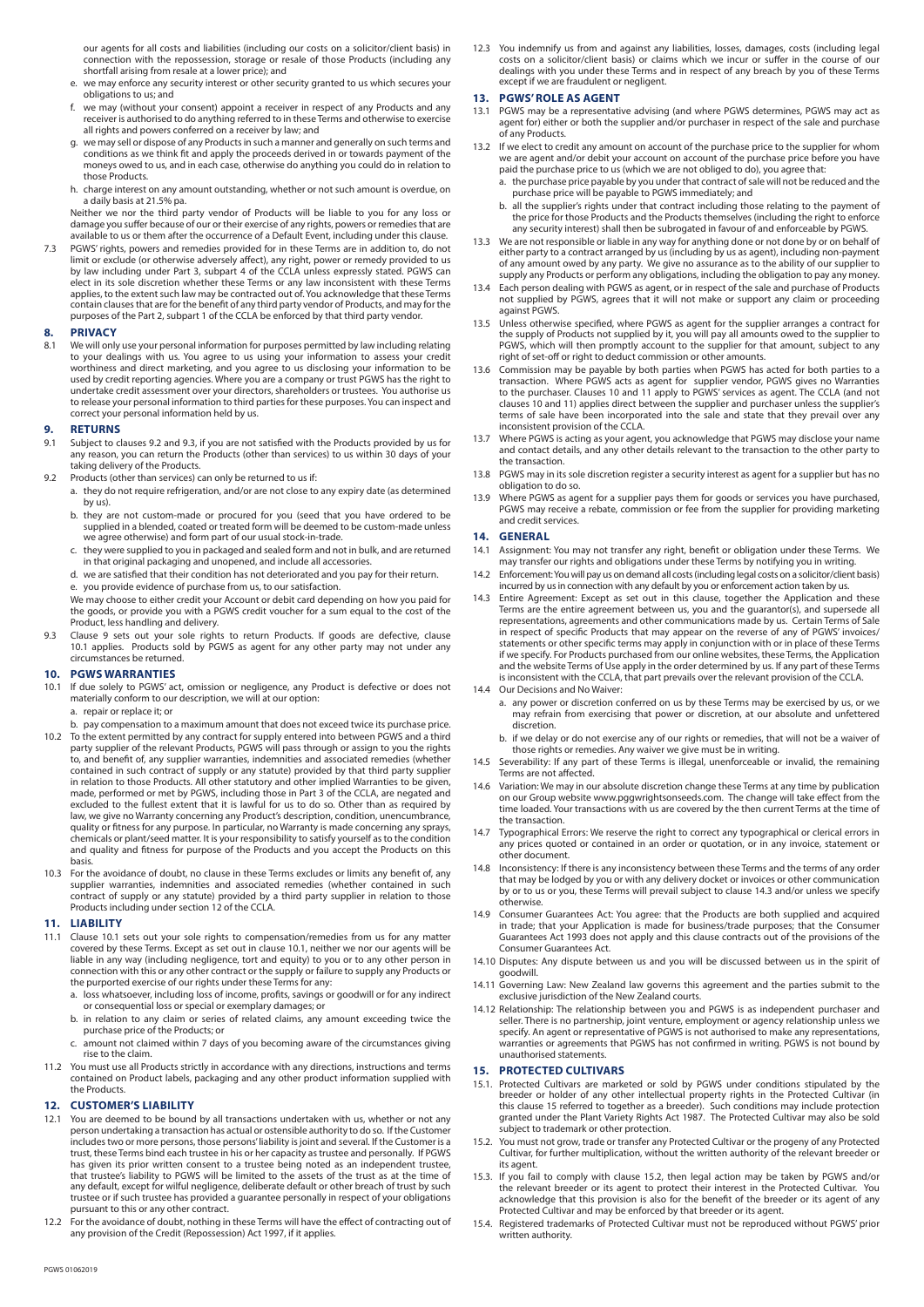our agents for all costs and liabilities (including our costs on a solicitor/client basis) in connection with the repossession, storage or resale of those Products (including any shortfall arising from resale at a lower price); and

e. we may enforce any security interest or other security granted to us which secures your obligations to us; and

f. we may (without your consent) appoint a receiver in respect of any Products and any receiver is authorised to do anything referred to in these Terms and otherwise to exercise all rights and powers conferred on a receiver by law; and

g. we may sell or dispose of any Products in such a manner and generally on such terms and conditions as we think fit and apply the proceeds derived in or towards payment of the moneys owed to us, and in each case, otherwise do anything you could do in relation to those Products.

h. charge interest on any amount outstanding, whether or not such amount is overdue, on a daily basis at 21.5% pa.

Neither we nor the third party vendor of Products will be liable to you for any loss or damage you suffer because of our or their exercise of any rights, powers or remedies that are available to us or them after the occurrence of a Default Event, including under this clause.

7.3 PGWS' rights, powers and remedies provided for in these Terms are in addition to, do not limit or exclude (or otherwise adversely affect), any right, power or remedy provided to us by law including under Part 3, subpart 4 of the CCLA unless expressly stated. PGWS can elect in its sole discretion whether these Terms or any law inconsistent with these Terms applies, to the extent such law may be contracted out of. You acknowledge that these Terms contain clauses that are for the benefit of any third party vendor of Products, and may for the purposes of the Part 2, subpart 1 of the CCLA be enforced by that third party vendor.

## 8. PRIVACY

8.1 We will only use your personal information for purposes permitted by law including relating to your dealings with us. You agree to us using your information to assess your credit worthiness and direct marketing, and you agree to us disclosing your information to be used by credit reporting agencies. Where you are a company or trust PGWS has the right to undertake credit assessment over your directors, shareholders or trustees. You authorise us to release your personal information to third parties for these purposes. You can inspect and correct your personal information held by us.

## 9. RETURNS

9.1 Subject to clauses 9.2 and 9.3, if you are not satisfied with the Products provided by us for any reason, you can return the Products (other than services) to us within 30 days of your taking delivery of the Products.

9.2 Products (other than services) can only be returned to us if:

a. they do not require refrigeration, and/or are not close to any expiry date (as determined by us).

b. they are not custom-made or procured for you (seed that you have ordered to be supplied in a blended, coated or treated form will be deemed to be custom-made unless we agree otherwise) and form part of our usual stock-in-trade.

c. they were supplied to you in packaged and sealed form and not in bulk, and are returned in that original packaging and unopened, and include all accessories.

d. we are satisfied that their condition has not deteriorated and you pay for their return.

e. you provide evidence of purchase from us, to our satisfaction.

We may choose to either credit your Account or debit card depending on how you paid for the goods, or provide you with a PGWS credit voucher for a sum equal to the cost of the Product, less handling and delivery.

9.3 Clause 9 sets out your sole rights to return Products. If goods are defective, clause 10.1 applies. Products sold by PGWS as agent for any other party may not under any circumstances be returned.

## 10. PGWS WARRANTIES

10.1 If due solely to PGWS' act, omission or negligence, any Product is defective or does not materially conform to our description, we will at our option:

a. repair or replace it; or

b. pay compensation to a maximum amount that does not exceed twice its purchase price.

10.2 To the extent permitted by any contract for supply entered into between PGWS and a third party supplier of the relevant Products, PGWS will pass through or assign to you the rights to, and benefit of, any supplier warranties, indemnities and associated remedies (whether contained in such contract of supply or any statute) provided by that third party supplier in relation to those Products. All other statutory and other implied Warranties to be given, made, performed or met by PGWS, including those in Part 3 of the CCLA, are negated and excluded to the fullest extent that it is lawful for us to do so. Other than as required by law, we give no Warranty concerning any Product's description, condition, unencumbrance, quality or fitness for any purpose. In particular, no Warranty is made concerning any sprays, chemicals or plant/seed matter. It is your responsibility to satisfy yourself as to the condition and quality and fitness for purpose of the Products and you accept the Products on this basis.

10.3 For the avoidance of doubt, no clause in these Terms excludes or limits any benefit of, any supplier warranties, indemnities and associated remedies (whether contained in such contract of supply or any statute) provided by a third party supplier in relation to those Products including under section 12 of the CCLA.

## 11. LIABILITY

11.1 Clause 10.1 sets out your sole rights to compensation/remedies from us for any matter covered by these Terms. Except as set out in clause 10.1, neither we nor our agents will be liable in any way (including negligence, tort and equity) to you or to any other person in connection with this or any other contract or the supply or failure to supply any Products or the purported exercise of our rights under these Terms for any:

a. loss whatsoever, including loss of income, profits, savings or goodwill or for any indirect or consequential loss or special or exemplary damages; or

b. in relation to any claim or series of related claims, any amount exceeding twice the purchase price of the Products; or

c. amount not claimed within 7 days of you becoming aware of the circumstances giving rise to the claim.

11.2 You must use all Products strictly in accordance with any directions, instructions and terms contained on Product labels, packaging and any other product information supplied with the Products.

## 12. CUSTOMER'S LIABILITY

12.1 You are deemed to be bound by all transactions undertaken with us, whether or not any person undertaking a transaction has actual or ostensible authority to do so. If the Customer includes two or more persons, those persons' liability is joint and several. If the Customer is a trust, these Terms bind each trustee in his or her capacity as trustee and personally. If PGWS has given its prior written consent to a trustee being noted as an independent trustee, that trustee's liability to PGWS will be limited to the assets of the trust as at the time of any default, except for wilful negligence, deliberate default or other breach of trust by such trustee or if such trustee has provided a guarantee personally in respect of your obligations pursuant to this or any other contract.

12.2 For the avoidance of doubt, nothing in these Terms will have the effect of contracting out of any provision of the Credit (Repossession) Act 1997, if it applies.

12.3 You indemnify us from and against any liabilities, losses, damages, costs (including legal costs on a solicitor/client basis) or claims which we incur or suffer in the course of our dealings with you under these Terms and in respect of any breach by you of these Terms except if we are fraudulent or negligent.

## 13. PGWS' ROLE AS AGENT

13.1 PGWS may be a representative advising (and where PGWS determines, PGWS may act as agent for) either or both the supplier and/or purchaser in respect of the sale and purchase of any Products.

13.2 If we elect to credit any amount on account of the purchase price to the supplier for whom we are agent and/or debit your account on account of the purchase price before you have paid the purchase price to us (which we are not obliged to do), you agree that:

a. the purchase price payable by you under that contract of sale will not be reduced and the purchase price will be payable to PGWS immediately; and

b. all the supplier's rights under that contract including those relating to the payment of the price for those Products and the Products themselves (including the right to enforce any security interest) shall then be subrogated in favour of and enforceable by PGWS.

13.3 We are not responsible or liable in any way for anything done or not done by or on behalf of either party to a contract arranged by us (including by us as agent), including non-payment of any amount owed by any party. We give no assurance as to the ability of our supplier to supply any Products or perform any obligations, including the obligation to pay any money.

13.4 Each person dealing with PGWS as agent, or in respect of the sale and purchase of Products not supplied by PGWS, agrees that it will not make or support any claim or proceeding against PGWS.

13.5 Unless otherwise specified, where PGWS as agent for the supplier arranges a contract for the supply of Products not supplied by it, you will pay all amounts owed to the supplier to PGWS, which will then promptly account to the supplier for that amount, subject to any right of set-off or right to deduct commission or other amounts.

13.6 Commission may be payable by both parties when PGWS has acted for both parties to a transaction. Where PGWS acts as agent for supplier vendor, PGWS gives no Warranties to the purchaser. Clauses 10 and 11 apply to PGWS' services as agent. The CCLA (and not clauses 10 and 11) applies direct between the supplier and purchaser unless the supplier's terms of sale have been incorporated into the sale and state that they prevail over any inconsistent provision of the CCLA.

13.7 Where PGWS is acting as your agent, you acknowledge that PGWS may disclose your name and contact details, and any other details relevant to the transaction to the other party to the transaction.

13.8 PGWS may in its sole discretion register a security interest as agent for a supplier but has no obligation to do so.

13.9 Where PGWS as agent for a supplier pays them for goods or services you have purchased, PGWS may receive a rebate, commission or fee from the supplier for providing marketing and credit services.

## 14. GENERAL

14.1 Assignment: You may not transfer any right, benefit or obligation under these Terms. We may transfer our rights and obligations under these Terms by notifying you in writing.

14.2 Enforcement: You will pay us on demand all costs (including legal costs on a solicitor/client basis) incurred by us in connection with any default by you or enforcement action taken by us.

14.3 Entire Agreement: Except as set out in this clause, together the Application and these Terms are the entire agreement between us, you and the guarantor(s), and supersede all representations, agreements and other communications made by us. Certain Terms of Sale in respect of specific Products that may appear on the reverse of any of PGWS' invoices/statements or other specific terms may apply in conjunction with or in place of these Terms if we specify. For Products purchased from our online websites, these Terms, the Application and the website Terms of Use apply in the order determined by us. If any part of these Terms is inconsistent with the CCLA, that part prevails over the relevant provision of the CCLA.

14.4 Our Decisions and No Waiver:

a. any power or discretion conferred on us by these Terms may be exercised by us, or we may refrain from exercising that power or discretion, at our absolute and unfettered discretion.

b. if we delay or do not exercise any of our rights or remedies, that will not be a waiver of those rights or remedies. Any waiver we give must be in writing.

14.5 Severability: If any part of these Terms is illegal, unenforceable or invalid, the remaining Terms are not affected.

14.6 Variation: We may in our absolute discretion change these Terms at any time by publication on our Group website www.pggwrightsonseeds.com. The change will take effect from the time loaded. Your transactions with us are covered by the then current Terms at the time of the transaction.

14.7 Typographical Errors: We reserve the right to correct any typographical or clerical errors in any prices quoted or contained in an order or quotation, or in any invoice, statement or other document.

14.8 Inconsistency: If there is any inconsistency between these Terms and the terms of any order that may be lodged by you or with any delivery docket or invoices or other communication by or to us or you, these Terms will prevail subject to clause 14.3 and/or unless we specify otherwise.

14.9 Consumer Guarantees Act: You agree: that the Products are both supplied and acquired in trade; that your Application is made for business/trade purposes; that the Consumer Guarantees Act 1993 does not apply and this clause contracts out of the provisions of the Consumer Guarantees Act.

14.10 Disputes: Any dispute between us and you will be discussed between us in the spirit of goodwill.

14.11 Governing Law: New Zealand law governs this agreement and the parties submit to the exclusive jurisdiction of the New Zealand courts.

14.12 Relationship: The relationship between you and PGWS is as independent purchaser and seller. There is no partnership, joint venture, employment or agency relationship unless we specify. An agent or representative of PGWS is not authorised to make any representations, warranties or agreements that PGWS has not confirmed in writing. PGWS is not bound by unauthorised statements.

## 15. PROTECTED CULTIVARS

15.1. Protected Cultivars are marketed or sold by PGWS under conditions stipulated by the breeder or holder of any other intellectual property rights in the Protected Cultivar (in this clause 15 referred to together as a breeder). Such conditions may include protection granted under the Plant Variety Rights Act 1987. The Protected Cultivar may also be sold subject to trademark or other protection.

15.2. You must not grow, trade or transfer any Protected Cultivar or the progeny of any Protected Cultivar, for further multiplication, without the written authority of the relevant breeder or its agent.

15.3. If you fail to comply with clause 15.2, then legal action may be taken by PGWS and/or the relevant breeder or its agent to protect their interest in the Protected Cultivar. You acknowledge that this provision is also for the benefit of the breeder or its agent of any Protected Cultivar and may be enforced by that breeder or its agent.

15.4. Registered trademarks of Protected Cultivar must not be reproduced without PGWS' prior written authority.

PGWS 01062019